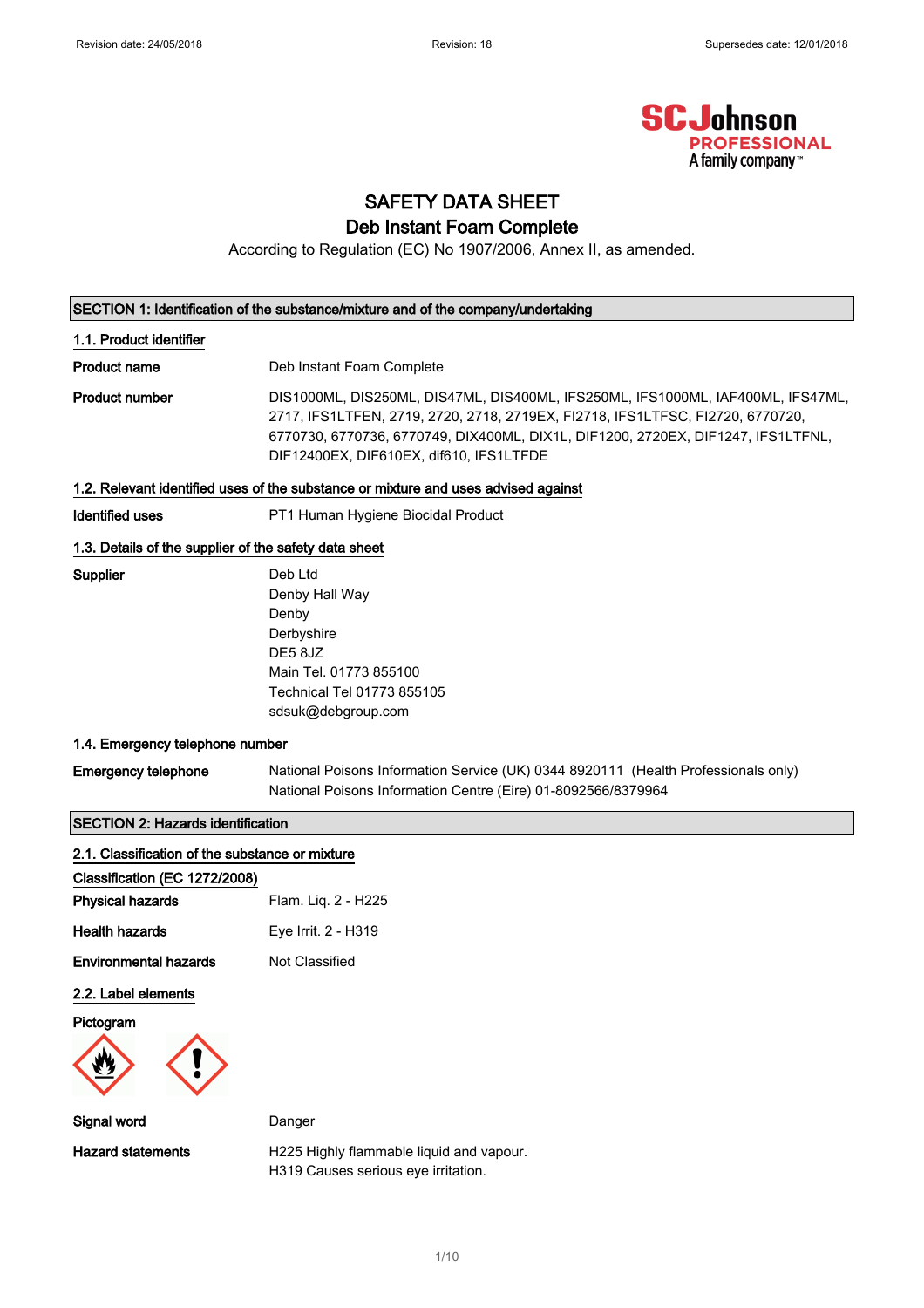# SAFETY DATA SHEET

## Deb Instant Foam Complete

According to Regulation (EC) No 1907/2006, Annex II, as amended.

## SECTION 1: Identification of the substance/mixture and of the company/undertaking

### 1.1. Product identifier

**Product name** Deb Instant Foam Complete

**Product number** DIS1000ML, DIS250ML, DIS47ML, DIS400ML, IFS250ML, IFS1000ML, IAF400ML, IFS47ML, 2717, IFS1LTFEN, 2719, 2720, 2718, 2719EX, FI2718, IFS1LTFSC, FI2720, 6770720, 6770730, 6770736, 6770749, DIX400ML, DIX1L, DIF1200, 2720EX, DIF1247, IFS1LTFNL, DIF12400EX, DIF610EX, dif610, IFS1LTFDE

### 1.2. Relevant identified uses of the substance or mixture and uses advised against

**Identified uses** PT1 Human Hygiene Biocidal Product

### 1.3. Details of the supplier of the safety data sheet

**Supplier**

Deb Ltd
Denby Hall Way
Denby
Derbyshire
DE5 8JZ
Main Tel. 01773 855100
Technical Tel 01773 855105
sdsuk@debgroup.com

### 1.4. Emergency telephone number

**Emergency telephone**

National Poisons Information Service (UK) 0344 8920111 (Health Professionals only)
National Poisons Information Centre (Eire) 01-8092566/8379964

## SECTION 2: Hazards identification

### 2.1. Classification of the substance or mixture

**Classification (EC 1272/2008)**

**Physical hazards** Flam. Liq. 2 - H225

**Health hazards** Eye Irrit. 2 - H319

**Environmental hazards** Not Classified

### 2.2. Label elements

**Pictogram**

**Signal word** Danger

**Hazard statements**

H225 Highly flammable liquid and vapour.
H319 Causes serious eye irritation.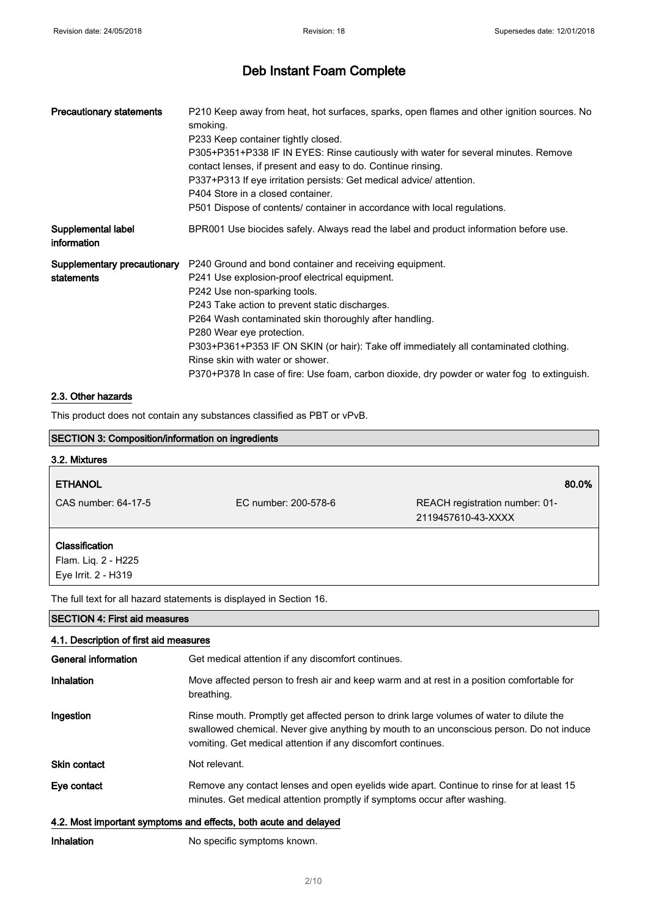| | |
|---|---|
| **Precautionary statements** | P210 Keep away from heat, hot surfaces, sparks, open flames and other ignition sources. No smoking.<br>P233 Keep container tightly closed.<br>P305+P351+P338 IF IN EYES: Rinse cautiously with water for several minutes. Remove contact lenses, if present and easy to do. Continue rinsing.<br>P337+P313 If eye irritation persists: Get medical advice/ attention.<br>P404 Store in a closed container.<br>P501 Dispose of contents/ container in accordance with local regulations. |
| **Supplemental label information** | BPR001 Use biocides safely. Always read the label and product information before use. |
| **Supplementary precautionary statements** | P240 Ground and bond container and receiving equipment.<br>P241 Use explosion-proof electrical equipment.<br>P242 Use non-sparking tools.<br>P243 Take action to prevent static discharges.<br>P264 Wash contaminated skin thoroughly after handling.<br>P280 Wear eye protection.<br>P303+P361+P353 IF ON SKIN (or hair): Take off immediately all contaminated clothing. Rinse skin with water or shower.<br>P370+P378 In case of fire: Use foam, carbon dioxide, dry powder or water fog to extinguish. |

### 2.3. Other hazards

This product does not contain any substances classified as PBT or vPvB.

## SECTION 3: Composition/information on ingredients

### 3.2. Mixtures

| **ETHANOL** | | **80.0%** |
|---|---|---|
| CAS number: 64-17-5 | EC number: 200-578-6 | REACH registration number: 01-2119457610-43-XXXX |

**Classification**
Flam. Liq. 2 - H225
Eye Irrit. 2 - H319

The full text for all hazard statements is displayed in Section 16.

## SECTION 4: First aid measures

### 4.1. Description of first aid measures

| | |
|---|---|
| **General information** | Get medical attention if any discomfort continues. |
| **Inhalation** | Move affected person to fresh air and keep warm and at rest in a position comfortable for breathing. |
| **Ingestion** | Rinse mouth. Promptly get affected person to drink large volumes of water to dilute the swallowed chemical. Never give anything by mouth to an unconscious person. Do not induce vomiting. Get medical attention if any discomfort continues. |
| **Skin contact** | Not relevant. |
| **Eye contact** | Remove any contact lenses and open eyelids wide apart. Continue to rinse for at least 15 minutes. Get medical attention promptly if symptoms occur after washing. |

### 4.2. Most important symptoms and effects, both acute and delayed

| | |
|---|---|
| **Inhalation** | No specific symptoms known. |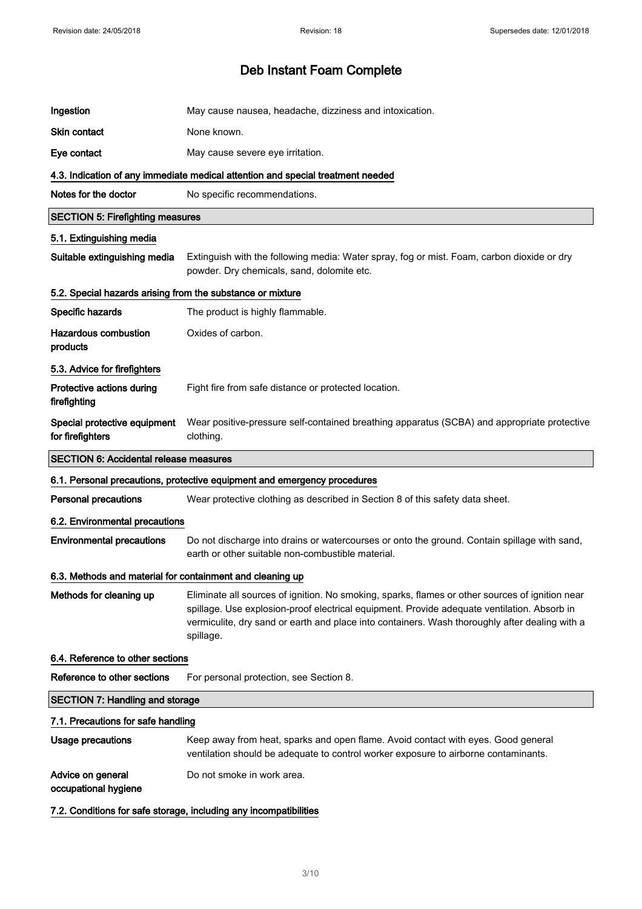| | |
|---|---|
| **Ingestion** | May cause nausea, headache, dizziness and intoxication. |
| **Skin contact** | None known. |
| **Eye contact** | May cause severe eye irritation. |

### 4.3. Indication of any immediate medical attention and special treatment needed

| | |
|---|---|
| **Notes for the doctor** | No specific recommendations. |

## SECTION 5: Firefighting measures

### 5.1. Extinguishing media

| | |
|---|---|
| **Suitable extinguishing media** | Extinguish with the following media: Water spray, fog or mist. Foam, carbon dioxide or dry powder. Dry chemicals, sand, dolomite etc. |

### 5.2. Special hazards arising from the substance or mixture

| | |
|---|---|
| **Specific hazards** | The product is highly flammable. |
| **Hazardous combustion products** | Oxides of carbon. |

### 5.3. Advice for firefighters

| | |
|---|---|
| **Protective actions during firefighting** | Fight fire from safe distance or protected location. |
| **Special protective equipment for firefighters** | Wear positive-pressure self-contained breathing apparatus (SCBA) and appropriate protective clothing. |

## SECTION 6: Accidental release measures

### 6.1. Personal precautions, protective equipment and emergency procedures

| | |
|---|---|
| **Personal precautions** | Wear protective clothing as described in Section 8 of this safety data sheet. |

### 6.2. Environmental precautions

| | |
|---|---|
| **Environmental precautions** | Do not discharge into drains or watercourses or onto the ground. Contain spillage with sand, earth or other suitable non-combustible material. |

### 6.3. Methods and material for containment and cleaning up

| | |
|---|---|
| **Methods for cleaning up** | Eliminate all sources of ignition. No smoking, sparks, flames or other sources of ignition near spillage. Use explosion-proof electrical equipment. Provide adequate ventilation. Absorb in vermiculite, dry sand or earth and place into containers. Wash thoroughly after dealing with a spillage. |

### 6.4. Reference to other sections

| | |
|---|---|
| **Reference to other sections** | For personal protection, see Section 8. |

## SECTION 7: Handling and storage

### 7.1. Precautions for safe handling

| | |
|---|---|
| **Usage precautions** | Keep away from heat, sparks and open flame. Avoid contact with eyes. Good general ventilation should be adequate to control worker exposure to airborne contaminants. |
| **Advice on general occupational hygiene** | Do not smoke in work area. |

### 7.2. Conditions for safe storage, including any incompatibilities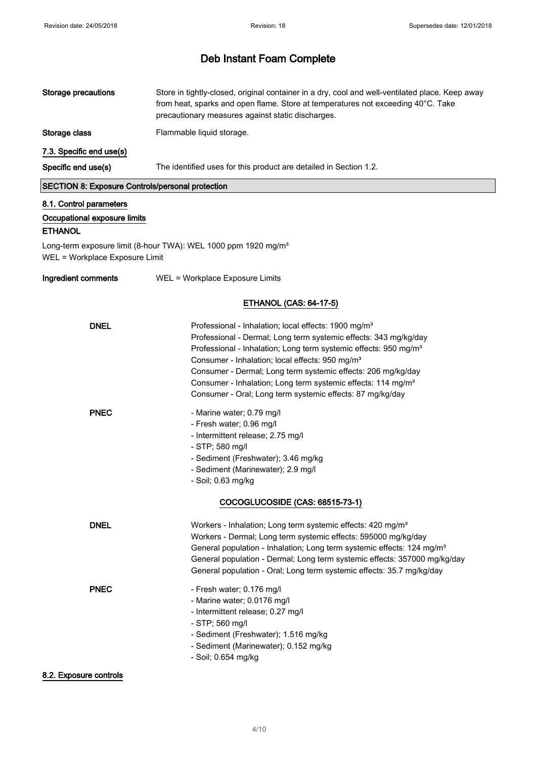# Deb Instant Foam Complete

**Storage precautions** Store in tightly-closed, original container in a dry, cool and well-ventilated place. Keep away from heat, sparks and open flame. Store at temperatures not exceeding 40°C. Take precautionary measures against static discharges.

**Storage class** Flammable liquid storage.

### 7.3. Specific end use(s)

**Specific end use(s)** The identified uses for this product are detailed in Section 1.2.

## SECTION 8: Exposure Controls/personal protection

### 8.1. Control parameters

**Occupational exposure limits**

**ETHANOL**

Long-term exposure limit (8-hour TWA): WEL 1000 ppm 1920 mg/m³
WEL = Workplace Exposure Limit

**Ingredient comments** WEL = Workplace Exposure Limits

**ETHANOL (CAS: 64-17-5)**

**DNEL**

Professional - Inhalation; local effects: 1900 mg/m³
Professional - Dermal; Long term systemic effects: 343 mg/kg/day
Professional - Inhalation; Long term systemic effects: 950 mg/m³
Consumer - Inhalation; local effects: 950 mg/m³
Consumer - Dermal; Long term systemic effects: 206 mg/kg/day
Consumer - Inhalation; Long term systemic effects: 114 mg/m³
Consumer - Oral; Long term systemic effects: 87 mg/kg/day

**PNEC**

- Marine water; 0.79 mg/l
- Fresh water; 0.96 mg/l
- Intermittent release; 2.75 mg/l
- STP; 580 mg/l
- Sediment (Freshwater); 3.46 mg/kg
- Sediment (Marinewater); 2.9 mg/l
- Soil; 0.63 mg/kg

**COCOGLUCOSIDE (CAS: 68515-73-1)**

**DNEL**

Workers - Inhalation; Long term systemic effects: 420 mg/m³
Workers - Dermal; Long term systemic effects: 595000 mg/kg/day
General population - Inhalation; Long term systemic effects: 124 mg/m³
General population - Dermal; Long term systemic effects: 357000 mg/kg/day
General population - Oral; Long term systemic effects: 35.7 mg/kg/day

**PNEC**

- Fresh water; 0.176 mg/l
- Marine water; 0.0176 mg/l
- Intermittent release; 0.27 mg/l
- STP; 560 mg/l
- Sediment (Freshwater); 1.516 mg/kg
- Sediment (Marinewater); 0.152 mg/kg
- Soil; 0.654 mg/kg

### 8.2. Exposure controls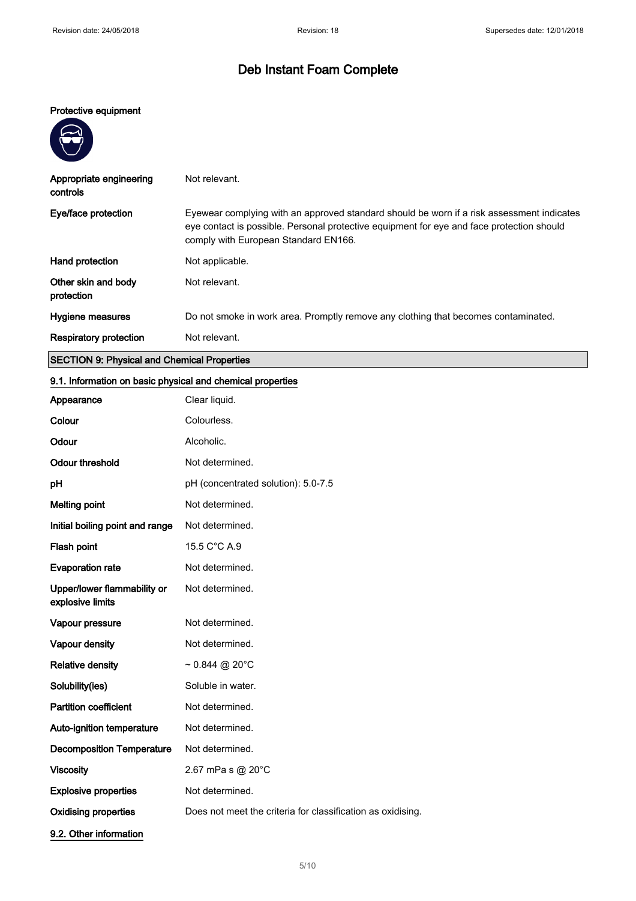# Deb Instant Foam Complete

**Protective equipment**

| | |
|---|---|
| **Appropriate engineering controls** | Not relevant. |
| **Eye/face protection** | Eyewear complying with an approved standard should be worn if a risk assessment indicates eye contact is possible. Personal protective equipment for eye and face protection should comply with European Standard EN166. |
| **Hand protection** | Not applicable. |
| **Other skin and body protection** | Not relevant. |
| **Hygiene measures** | Do not smoke in work area. Promptly remove any clothing that becomes contaminated. |
| **Respiratory protection** | Not relevant. |

## SECTION 9: Physical and Chemical Properties

### 9.1. Information on basic physical and chemical properties

| | |
|---|---|
| **Appearance** | Clear liquid. |
| **Colour** | Colourless. |
| **Odour** | Alcoholic. |
| **Odour threshold** | Not determined. |
| **pH** | pH (concentrated solution): 5.0-7.5 |
| **Melting point** | Not determined. |
| **Initial boiling point and range** | Not determined. |
| **Flash point** | 15.5 C°C A.9 |
| **Evaporation rate** | Not determined. |
| **Upper/lower flammability or explosive limits** | Not determined. |
| **Vapour pressure** | Not determined. |
| **Vapour density** | Not determined. |
| **Relative density** | ~ 0.844 @ 20°C |
| **Solubility(ies)** | Soluble in water. |
| **Partition coefficient** | Not determined. |
| **Auto-ignition temperature** | Not determined. |
| **Decomposition Temperature** | Not determined. |
| **Viscosity** | 2.67 mPa s @ 20°C |
| **Explosive properties** | Not determined. |
| **Oxidising properties** | Does not meet the criteria for classification as oxidising. |

### 9.2. Other information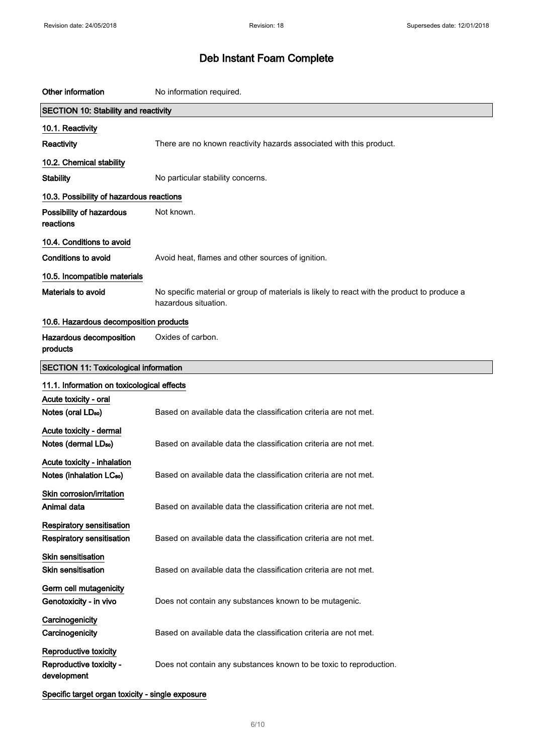| | |
|---|---|
| **Other information** | No information required. |

## SECTION 10: Stability and reactivity

### 10.1. Reactivity

| | |
|---|---|
| **Reactivity** | There are no known reactivity hazards associated with this product. |

### 10.2. Chemical stability

| | |
|---|---|
| **Stability** | No particular stability concerns. |

### 10.3. Possibility of hazardous reactions

| | |
|---|---|
| **Possibility of hazardous reactions** | Not known. |

### 10.4. Conditions to avoid

| | |
|---|---|
| **Conditions to avoid** | Avoid heat, flames and other sources of ignition. |

### 10.5. Incompatible materials

| | |
|---|---|
| **Materials to avoid** | No specific material or group of materials is likely to react with the product to produce a hazardous situation. |

### 10.6. Hazardous decomposition products

| | |
|---|---|
| **Hazardous decomposition products** | Oxides of carbon. |

## SECTION 11: Toxicological information

### 11.1. Information on toxicological effects

**Acute toxicity - oral**

| | |
|---|---|
| **Notes (oral $LD_{50}$)** | Based on available data the classification criteria are not met. |

**Acute toxicity - dermal**

| | |
|---|---|
| **Notes (dermal $LD_{50}$)** | Based on available data the classification criteria are not met. |

**Acute toxicity - inhalation**

| | |
|---|---|
| **Notes (inhalation $LC_{50}$)** | Based on available data the classification criteria are not met. |

**Skin corrosion/irritation**

| | |
|---|---|
| **Animal data** | Based on available data the classification criteria are not met. |

**Respiratory sensitisation**

| | |
|---|---|
| **Respiratory sensitisation** | Based on available data the classification criteria are not met. |

**Skin sensitisation**

| | |
|---|---|
| **Skin sensitisation** | Based on available data the classification criteria are not met. |

**Germ cell mutagenicity**

| | |
|---|---|
| **Genotoxicity - in vivo** | Does not contain any substances known to be mutagenic. |

**Carcinogenicity**

| | |
|---|---|
| **Carcinogenicity** | Based on available data the classification criteria are not met. |

**Reproductive toxicity**

| | |
|---|---|
| **Reproductive toxicity - development** | Does not contain any substances known to be toxic to reproduction. |

**Specific target organ toxicity - single exposure**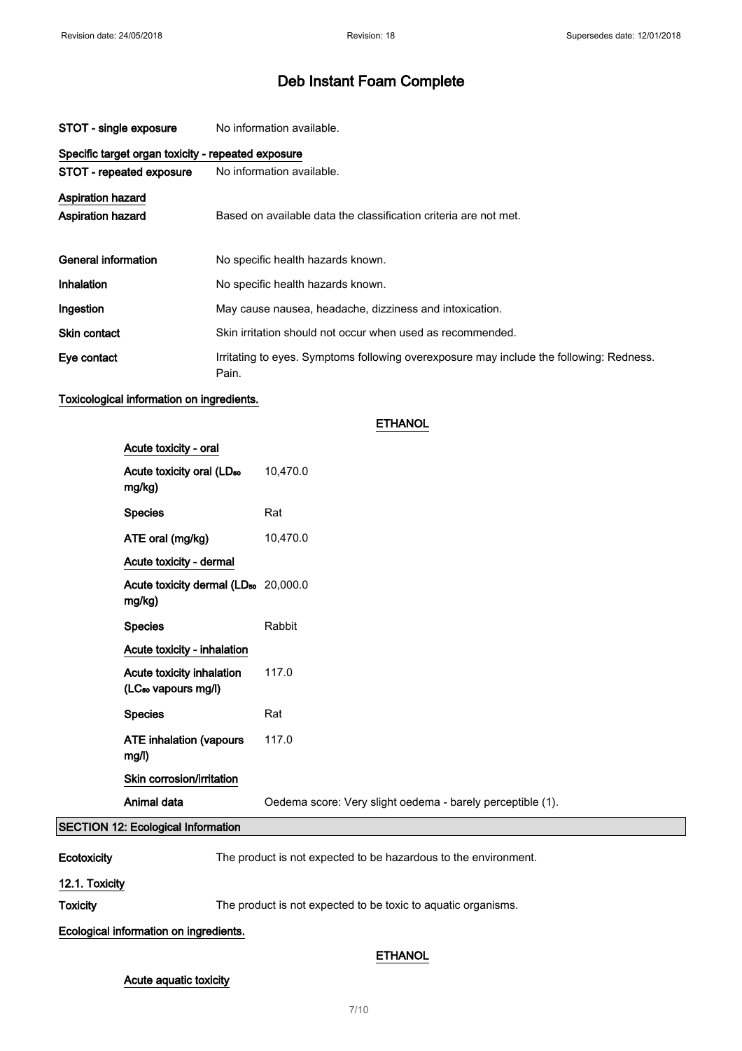| | |
|---|---|
| **STOT - single exposure** | No information available. |

**Specific target organ toxicity - repeated exposure**

| | |
|---|---|
| **STOT - repeated exposure** | No information available. |

**Aspiration hazard**

| | |
|---|---|
| **Aspiration hazard** | Based on available data the classification criteria are not met. |
| **General information** | No specific health hazards known. |
| **Inhalation** | No specific health hazards known. |
| **Ingestion** | May cause nausea, headache, dizziness and intoxication. |
| **Skin contact** | Skin irritation should not occur when used as recommended. |
| **Eye contact** | Irritating to eyes. Symptoms following overexposure may include the following: Redness. Pain. |

**Toxicological information on ingredients.**

**ETHANOL**

**Acute toxicity - oral**

| | |
|---|---|
| **Acute toxicity oral ($LD_{50}$ mg/kg)** | 10,470.0 |
| **Species** | Rat |
| **ATE oral (mg/kg)** | 10,470.0 |

**Acute toxicity - dermal**

| | |
|---|---|
| **Acute toxicity dermal ($LD_{50}$ mg/kg)** | 20,000.0 |
| **Species** | Rabbit |

**Acute toxicity - inhalation**

| | |
|---|---|
| **Acute toxicity inhalation ($LC_{50}$ vapours mg/l)** | 117.0 |
| **Species** | Rat |
| **ATE inhalation (vapours mg/l)** | 117.0 |

**Skin corrosion/irritation**

| | |
|---|---|
| **Animal data** | Oedema score: Very slight oedema - barely perceptible (1). |

## SECTION 12: Ecological Information

| | |
|---|---|
| **Ecotoxicity** | The product is not expected to be hazardous to the environment. |

**12.1. Toxicity**

| | |
|---|---|
| **Toxicity** | The product is not expected to be toxic to aquatic organisms. |

**Ecological information on ingredients.**

**ETHANOL**

**Acute aquatic toxicity**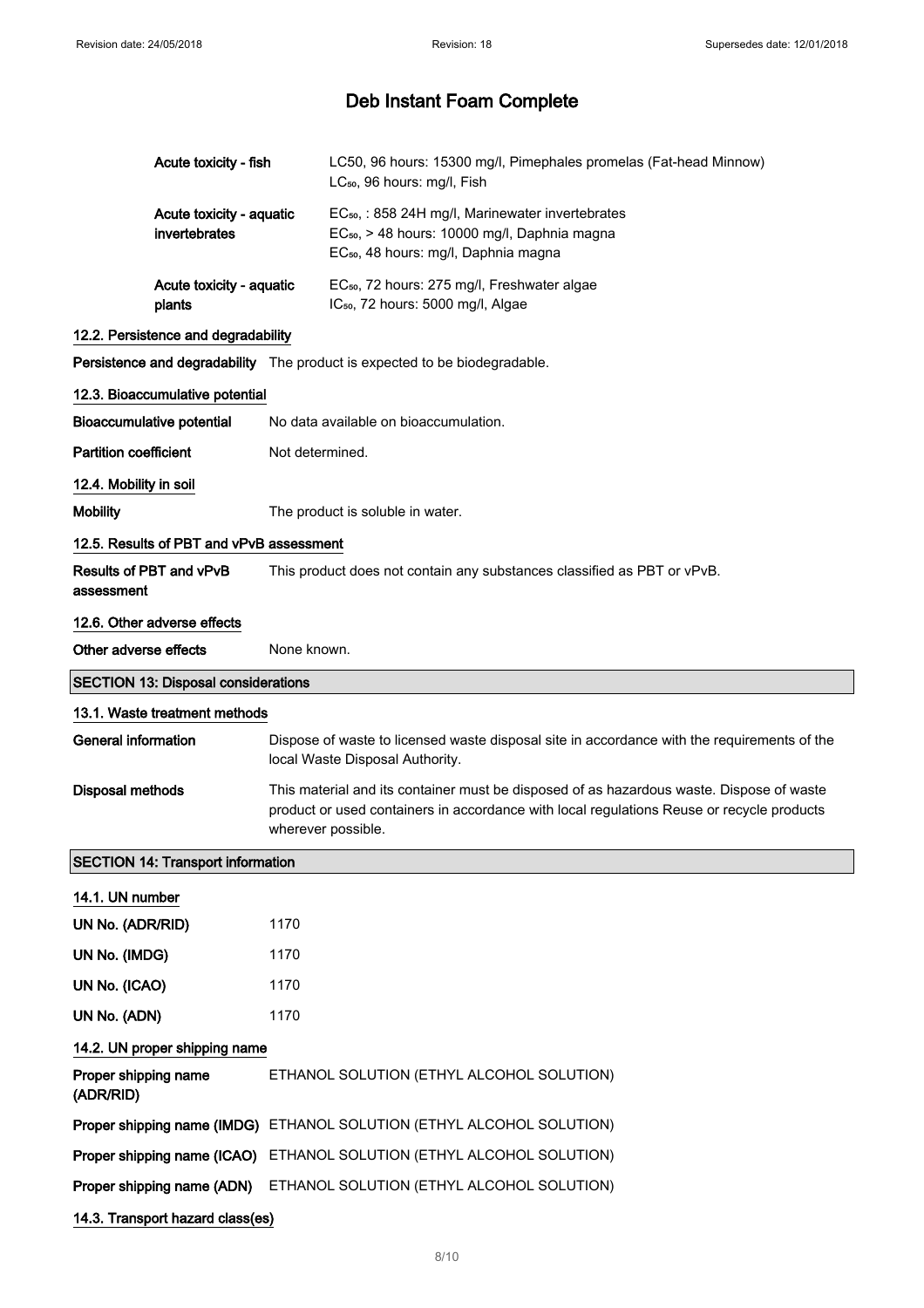| | |
|---|---|
| **Acute toxicity - fish** | LC50, 96 hours: 15300 mg/l, Pimephales promelas (Fat-head Minnow)<br>$LC_{50}$, 96 hours: mg/l, Fish |
| **Acute toxicity - aquatic invertebrates** | $EC_{50}$, : 858 24H mg/l, Marinewater invertebrates<br>$EC_{50}$, > 48 hours: 10000 mg/l, Daphnia magna<br>$EC_{50}$, 48 hours: mg/l, Daphnia magna |
| **Acute toxicity - aquatic plants** | $EC_{50}$, 72 hours: 275 mg/l, Freshwater algae<br>$IC_{50}$, 72 hours: 5000 mg/l, Algae |

### 12.2. Persistence and degradability

**Persistence and degradability** The product is expected to be biodegradable.

### 12.3. Bioaccumulative potential

**Bioaccumulative potential** No data available on bioaccumulation.

**Partition coefficient** Not determined.

### 12.4. Mobility in soil

**Mobility** The product is soluble in water.

### 12.5. Results of PBT and vPvB assessment

**Results of PBT and vPvB assessment** This product does not contain any substances classified as PBT or vPvB.

### 12.6. Other adverse effects

**Other adverse effects** None known.

## SECTION 13: Disposal considerations

### 13.1. Waste treatment methods

**General information** Dispose of waste to licensed waste disposal site in accordance with the requirements of the local Waste Disposal Authority.

**Disposal methods** This material and its container must be disposed of as hazardous waste. Dispose of waste product or used containers in accordance with local regulations Reuse or recycle products wherever possible.

## SECTION 14: Transport information

### 14.1. UN number

**UN No. (ADR/RID)** 1170

**UN No. (IMDG)** 1170

**UN No. (ICAO)** 1170

**UN No. (ADN)** 1170

### 14.2. UN proper shipping name

**Proper shipping name (ADR/RID)** ETHANOL SOLUTION (ETHYL ALCOHOL SOLUTION)

**Proper shipping name (IMDG)** ETHANOL SOLUTION (ETHYL ALCOHOL SOLUTION)

**Proper shipping name (ICAO)** ETHANOL SOLUTION (ETHYL ALCOHOL SOLUTION)

**Proper shipping name (ADN)** ETHANOL SOLUTION (ETHYL ALCOHOL SOLUTION)

### 14.3. Transport hazard class(es)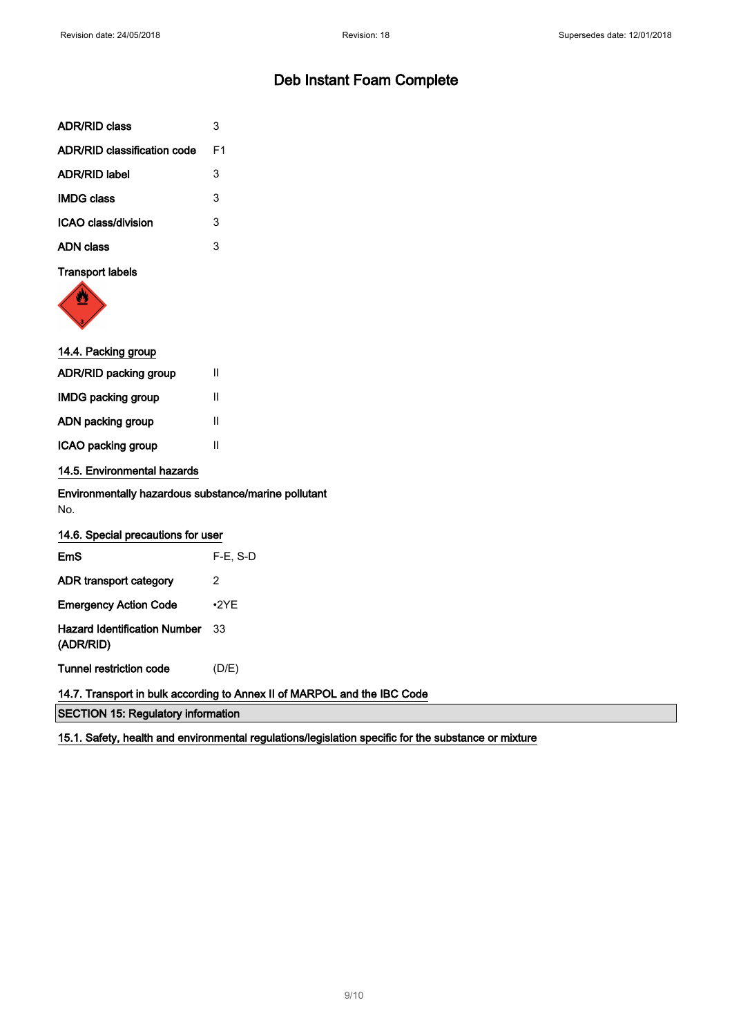| | |
|---|---|
| **ADR/RID class** | 3 |
| **ADR/RID classification code** | F1 |
| **ADR/RID label** | 3 |
| **IMDG class** | 3 |
| **ICAO class/division** | 3 |
| **ADN class** | 3 |

**Transport labels**

### 14.4. Packing group

| | |
|---|---|
| **ADR/RID packing group** | II |
| **IMDG packing group** | II |
| **ADN packing group** | II |
| **ICAO packing group** | II |

### 14.5. Environmental hazards

**Environmentally hazardous substance/marine pollutant**

No.

### 14.6. Special precautions for user

| | |
|---|---|
| **EmS** | F-E, S-D |
| **ADR transport category** | 2 |
| **Emergency Action Code** | •2YE |
| **Hazard Identification Number (ADR/RID)** | 33 |
| **Tunnel restriction code** | (D/E) |

### 14.7. Transport in bulk according to Annex II of MARPOL and the IBC Code

## SECTION 15: Regulatory information

### 15.1. Safety, health and environmental regulations/legislation specific for the substance or mixture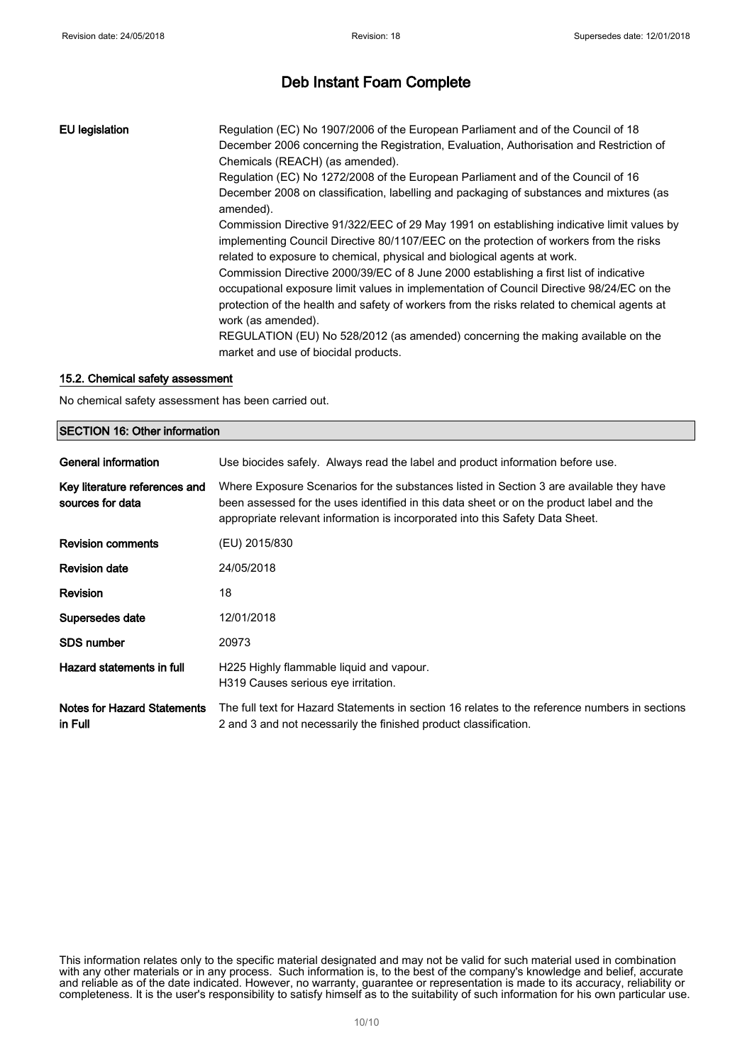# Deb Instant Foam Complete

| | |
|---|---|
| **EU legislation** | Regulation (EC) No 1907/2006 of the European Parliament and of the Council of 18 December 2006 concerning the Registration, Evaluation, Authorisation and Restriction of Chemicals (REACH) (as amended). Regulation (EC) No 1272/2008 of the European Parliament and of the Council of 16 December 2008 on classification, labelling and packaging of substances and mixtures (as amended). Commission Directive 91/322/EEC of 29 May 1991 on establishing indicative limit values by implementing Council Directive 80/1107/EEC on the protection of workers from the risks related to exposure to chemical, physical and biological agents at work. Commission Directive 2000/39/EC of 8 June 2000 establishing a first list of indicative occupational exposure limit values in implementation of Council Directive 98/24/EC on the protection of the health and safety of workers from the risks related to chemical agents at work (as amended). REGULATION (EU) No 528/2012 (as amended) concerning the making available on the market and use of biocidal products. |

### 15.2. Chemical safety assessment

No chemical safety assessment has been carried out.

## SECTION 16: Other information

| | |
|---|---|
| **General information** | Use biocides safely. Always read the label and product information before use. |
| **Key literature references and sources for data** | Where Exposure Scenarios for the substances listed in Section 3 are available they have been assessed for the uses identified in this data sheet or on the product label and the appropriate relevant information is incorporated into this Safety Data Sheet. |
| **Revision comments** | (EU) 2015/830 |
| **Revision date** | 24/05/2018 |
| **Revision** | 18 |
| **Supersedes date** | 12/01/2018 |
| **SDS number** | 20973 |
| **Hazard statements in full** | H225 Highly flammable liquid and vapour.<br>H319 Causes serious eye irritation. |
| **Notes for Hazard Statements in Full** | The full text for Hazard Statements in section 16 relates to the reference numbers in sections 2 and 3 and not necessarily the finished product classification. |

This information relates only to the specific material designated and may not be valid for such material used in combination with any other materials or in any process. Such information is, to the best of the company's knowledge and belief, accurate and reliable as of the date indicated. However, no warranty, guarantee or representation is made to its accuracy, reliability or completeness. It is the user's responsibility to satisfy himself as to the suitability of such information for his own particular use.